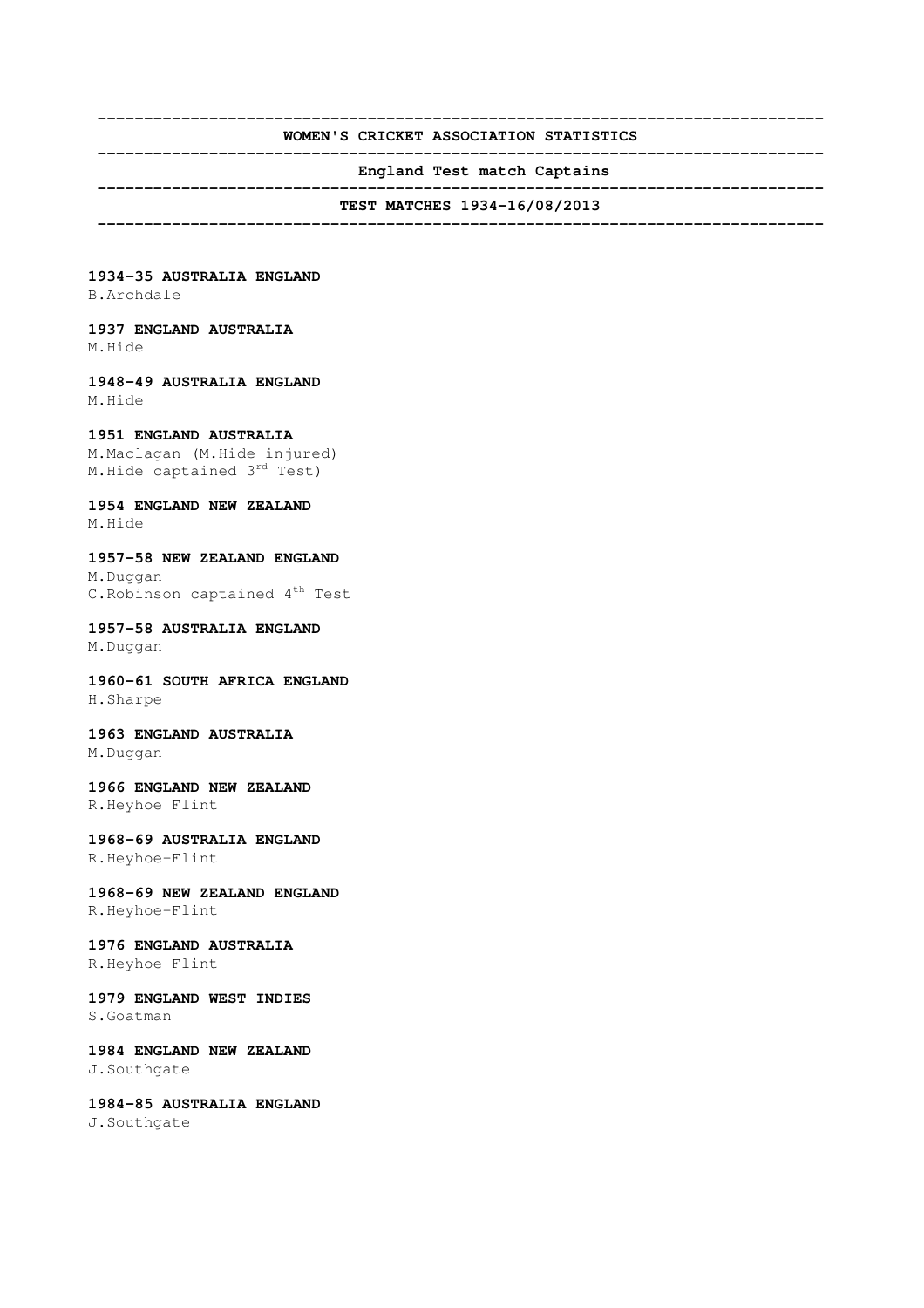# WOMEN'S CRICKET ASSOCIATION STATISTICS

## England Test match Captains

## TEST MATCHES 1934-16/08/2013

**1934-35 AUSTRALIA ENGLAND**
B.Archdale

**1937 ENGLAND AUSTRALIA**
M.Hide

**1948-49 AUSTRALIA ENGLAND**
M.Hide

**1951 ENGLAND AUSTRALIA**
M.Maclagan (M.Hide injured)
M.Hide captained 3rd Test)

**1954 ENGLAND NEW ZEALAND**
M.Hide

**1957-58 NEW ZEALAND ENGLAND**
M.Duggan
C.Robinson captained 4th Test

**1957-58 AUSTRALIA ENGLAND**
M.Duggan

**1960-61 SOUTH AFRICA ENGLAND**
H.Sharpe

**1963 ENGLAND AUSTRALIA**
M.Duggan

**1966 ENGLAND NEW ZEALAND**
R.Heyhoe Flint

**1968-69 AUSTRALIA ENGLAND**
R.Heyhoe-Flint

**1968-69 NEW ZEALAND ENGLAND**
R.Heyhoe-Flint

**1976 ENGLAND AUSTRALIA**
R.Heyhoe Flint

**1979 ENGLAND WEST INDIES**
S.Goatman

**1984 ENGLAND NEW ZEALAND**
J.Southgate

**1984-85 AUSTRALIA ENGLAND**
J.Southgate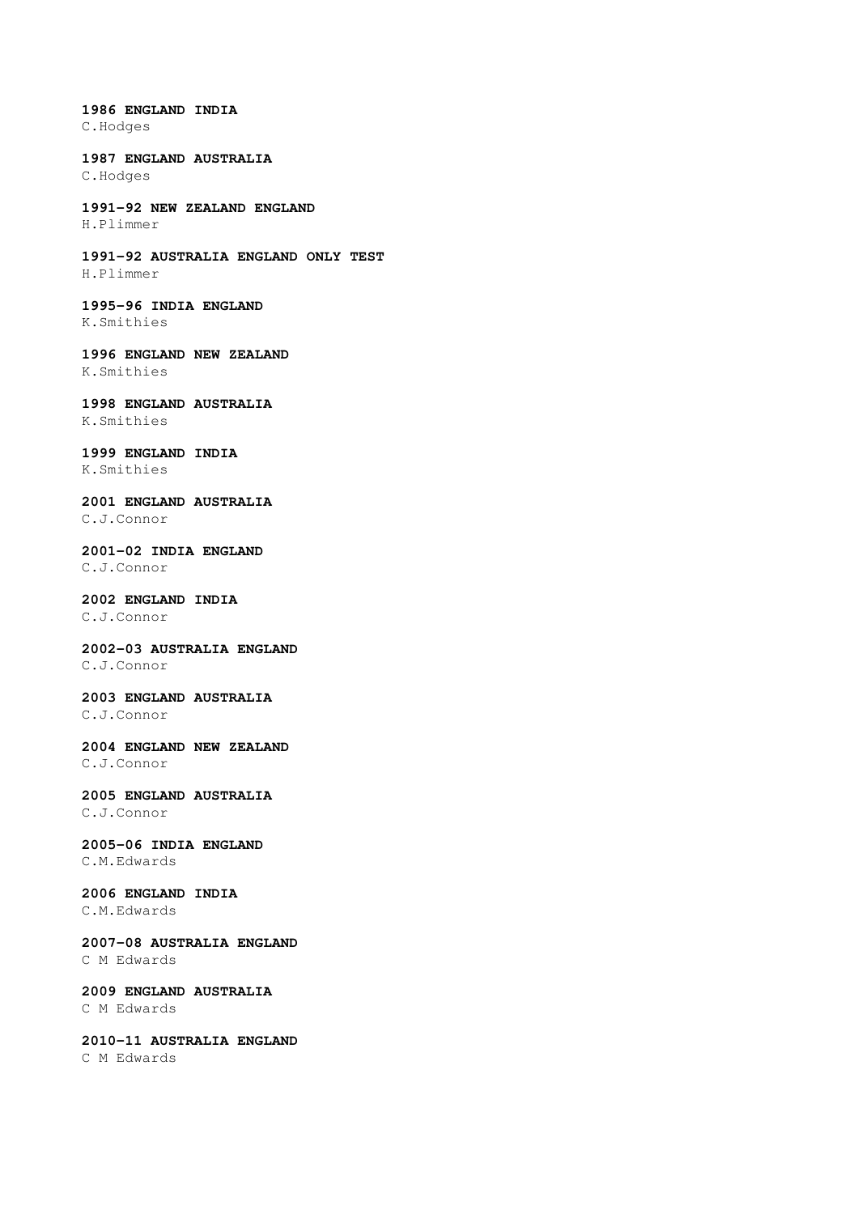**1986 ENGLAND INDIA**
C.Hodges

**1987 ENGLAND AUSTRALIA**
C.Hodges

**1991–92 NEW ZEALAND ENGLAND**
H.Plimmer

**1991–92 AUSTRALIA ENGLAND ONLY TEST**
H.Plimmer

**1995–96 INDIA ENGLAND**
K.Smithies

**1996 ENGLAND NEW ZEALAND**
K.Smithies

**1998 ENGLAND AUSTRALIA**
K.Smithies

**1999 ENGLAND INDIA**
K.Smithies

**2001 ENGLAND AUSTRALIA**
C.J.Connor

**2001–02 INDIA ENGLAND**
C.J.Connor

**2002 ENGLAND INDIA**
C.J.Connor

**2002–03 AUSTRALIA ENGLAND**
C.J.Connor

**2003 ENGLAND AUSTRALIA**
C.J.Connor

**2004 ENGLAND NEW ZEALAND**
C.J.Connor

**2005 ENGLAND AUSTRALIA**
C.J.Connor

**2005–06 INDIA ENGLAND**
C.M.Edwards

**2006 ENGLAND INDIA**
C.M.Edwards

**2007–08 AUSTRALIA ENGLAND**
C M Edwards

**2009 ENGLAND AUSTRALIA**
C M Edwards

**2010–11 AUSTRALIA ENGLAND**
C M Edwards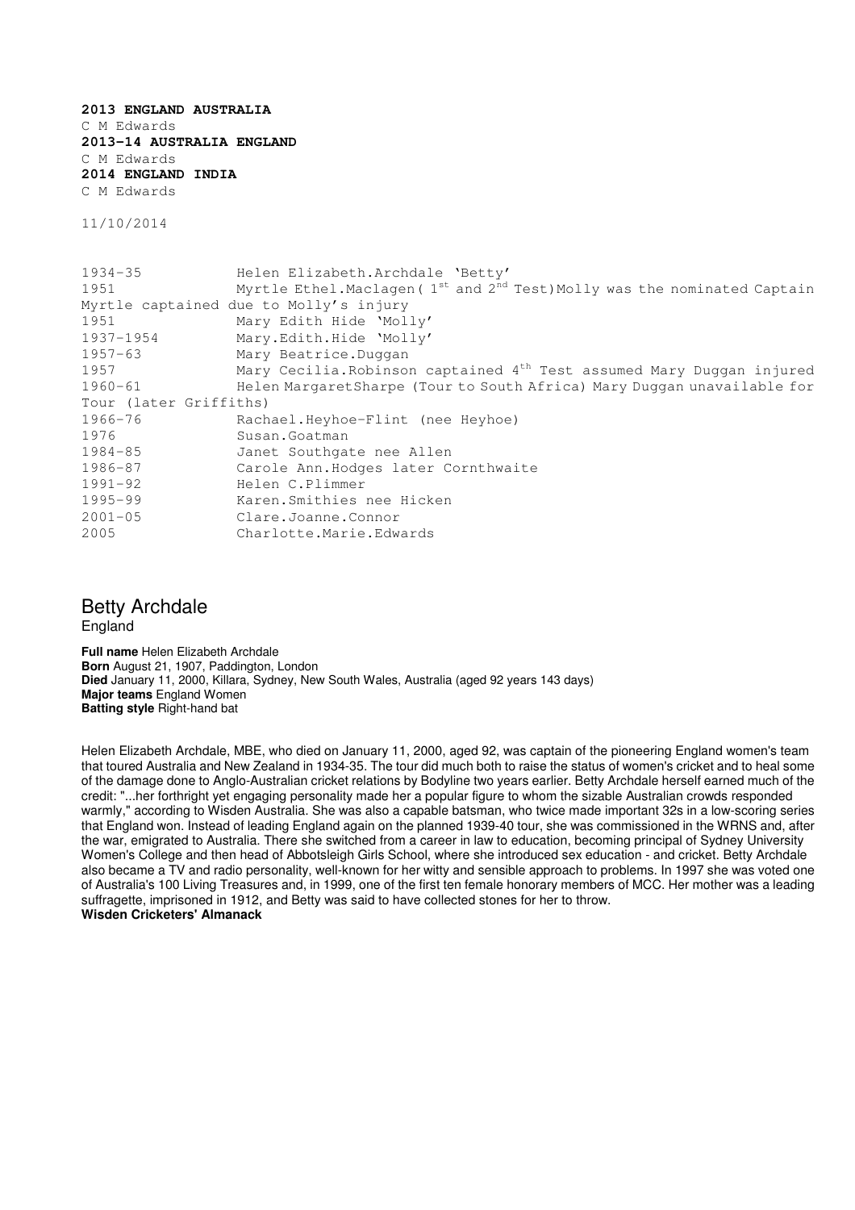**2013 ENGLAND AUSTRALIA**
C M Edwards
**2013-14 AUSTRALIA ENGLAND**
C M Edwards
**2014 ENGLAND INDIA**
C M Edwards

11/10/2014

| | |
|---|---|
| 1934-35 | Helen Elizabeth.Archdale 'Betty' |
| 1951 | Myrtle Ethel.Maclagen( 1st and 2nd Test)Molly was the nominated Captain Myrtle captained due to Molly's injury |
| 1951 | Mary Edith Hide 'Molly' |
| 1937-1954 | Mary.Edith.Hide 'Molly' |
| 1957-63 | Mary Beatrice.Duggan |
| 1957 | Mary Cecilia.Robinson captained 4th Test assumed Mary Duggan injured |
| 1960-61 | Helen MargaretSharpe (Tour to South Africa) Mary Duggan unavailable for Tour (later Griffiths) |
| 1966-76 | Rachael.Heyhoe-Flint (nee Heyhoe) |
| 1976 | Susan.Goatman |
| 1984-85 | Janet Southgate nee Allen |
| 1986-87 | Carole Ann.Hodges later Cornthwaite |
| 1991-92 | Helen C.Plimmer |
| 1995-99 | Karen.Smithies nee Hicken |
| 2001-05 | Clare.Joanne.Connor |
| 2005 | Charlotte.Marie.Edwards |

## Betty Archdale
England

**Full name** Helen Elizabeth Archdale
**Born** August 21, 1907, Paddington, London
**Died** January 11, 2000, Killara, Sydney, New South Wales, Australia (aged 92 years 143 days)
**Major teams** England Women
**Batting style** Right-hand bat

Helen Elizabeth Archdale, MBE, who died on January 11, 2000, aged 92, was captain of the pioneering England women's team that toured Australia and New Zealand in 1934-35. The tour did much both to raise the status of women's cricket and to heal some of the damage done to Anglo-Australian cricket relations by Bodyline two years earlier. Betty Archdale herself earned much of the credit: "...her forthright yet engaging personality made her a popular figure to whom the sizable Australian crowds responded warmly," according to Wisden Australia. She was also a capable batsman, who twice made important 32s in a low-scoring series that England won. Instead of leading England again on the planned 1939-40 tour, she was commissioned in the WRNS and, after the war, emigrated to Australia. There she switched from a career in law to education, becoming principal of Sydney University Women's College and then head of Abbotsleigh Girls School, where she introduced sex education - and cricket. Betty Archdale also became a TV and radio personality, well-known for her witty and sensible approach to problems. In 1997 she was voted one of Australia's 100 Living Treasures and, in 1999, one of the first ten female honorary members of MCC. Her mother was a leading suffragette, imprisoned in 1912, and Betty was said to have collected stones for her to throw.
**Wisden Cricketers' Almanack**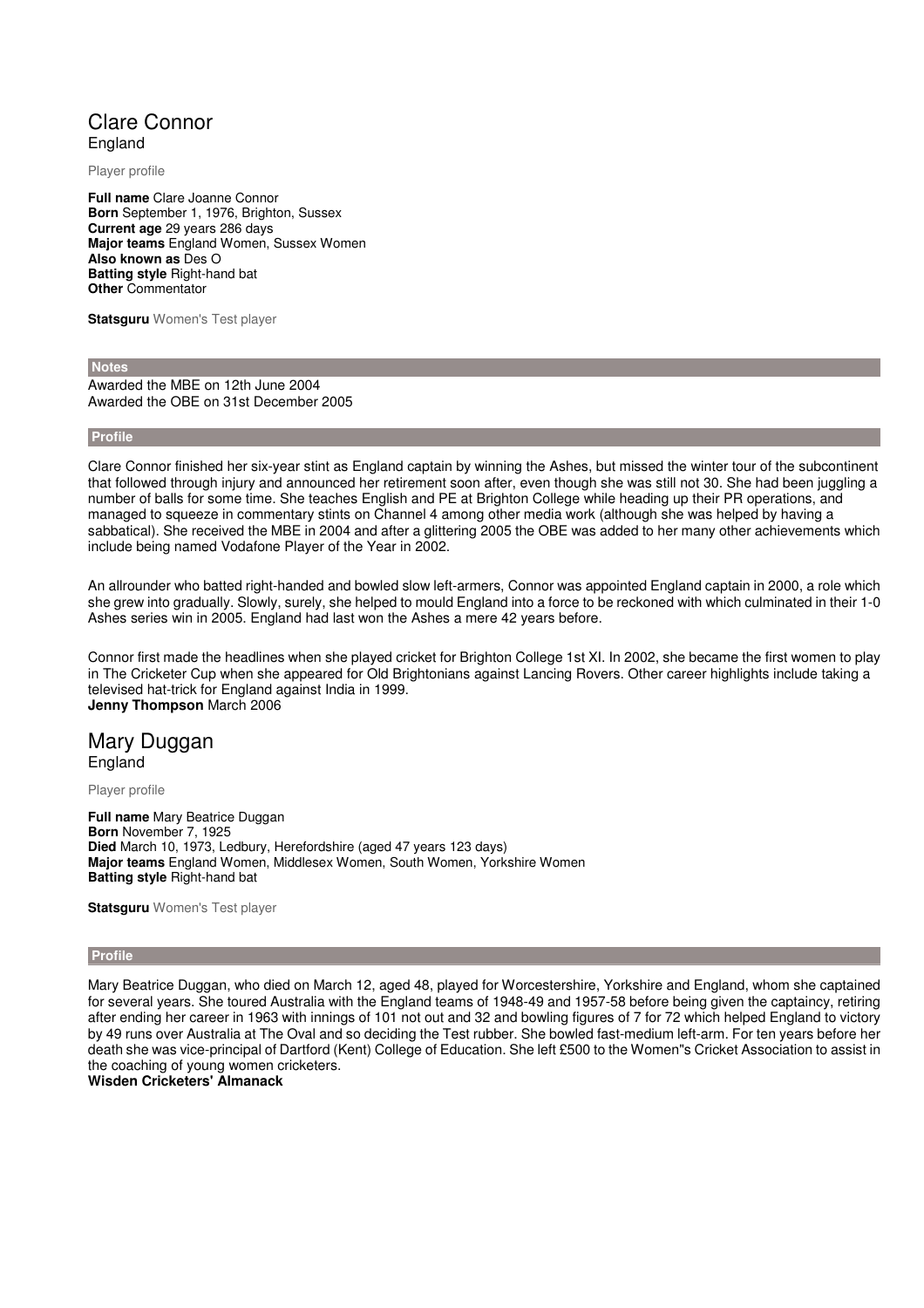# Clare Connor

England

Player profile

**Full name** Clare Joanne Connor
**Born** September 1, 1976, Brighton, Sussex
**Current age** 29 years 286 days
**Major teams** England Women, Sussex Women
**Also known as** Des O
**Batting style** Right-hand bat
**Other** Commentator

**Statsguru** Women's Test player

## Notes

Awarded the MBE on 12th June 2004
Awarded the OBE on 31st December 2005

## Profile

Clare Connor finished her six-year stint as England captain by winning the Ashes, but missed the winter tour of the subcontinent that followed through injury and announced her retirement soon after, even though she was still not 30. She had been juggling a number of balls for some time. She teaches English and PE at Brighton College while heading up their PR operations, and managed to squeeze in commentary stints on Channel 4 among other media work (although she was helped by having a sabbatical). She received the MBE in 2004 and after a glittering 2005 the OBE was added to her many other achievements which include being named Vodafone Player of the Year in 2002.

An allrounder who batted right-handed and bowled slow left-armers, Connor was appointed England captain in 2000, a role which she grew into gradually. Slowly, surely, she helped to mould England into a force to be reckoned with which culminated in their 1-0 Ashes series win in 2005. England had last won the Ashes a mere 42 years before.

Connor first made the headlines when she played cricket for Brighton College 1st XI. In 2002, she became the first women to play in The Cricketer Cup when she appeared for Old Brightonians against Lancing Rovers. Other career highlights include taking a televised hat-trick for England against India in 1999.
**Jenny Thompson** March 2006

# Mary Duggan

England

Player profile

**Full name** Mary Beatrice Duggan
**Born** November 7, 1925
**Died** March 10, 1973, Ledbury, Herefordshire (aged 47 years 123 days)
**Major teams** England Women, Middlesex Women, South Women, Yorkshire Women
**Batting style** Right-hand bat

**Statsguru** Women's Test player

## Profile

Mary Beatrice Duggan, who died on March 12, aged 48, played for Worcestershire, Yorkshire and England, whom she captained for several years. She toured Australia with the England teams of 1948-49 and 1957-58 before being given the captaincy, retiring after ending her career in 1963 with innings of 101 not out and 32 and bowling figures of 7 for 72 which helped England to victory by 49 runs over Australia at The Oval and so deciding the Test rubber. She bowled fast-medium left-arm. For ten years before her death she was vice-principal of Dartford (Kent) College of Education. She left £500 to the Women''s Cricket Association to assist in the coaching of young women cricketers.
**Wisden Cricketers' Almanack**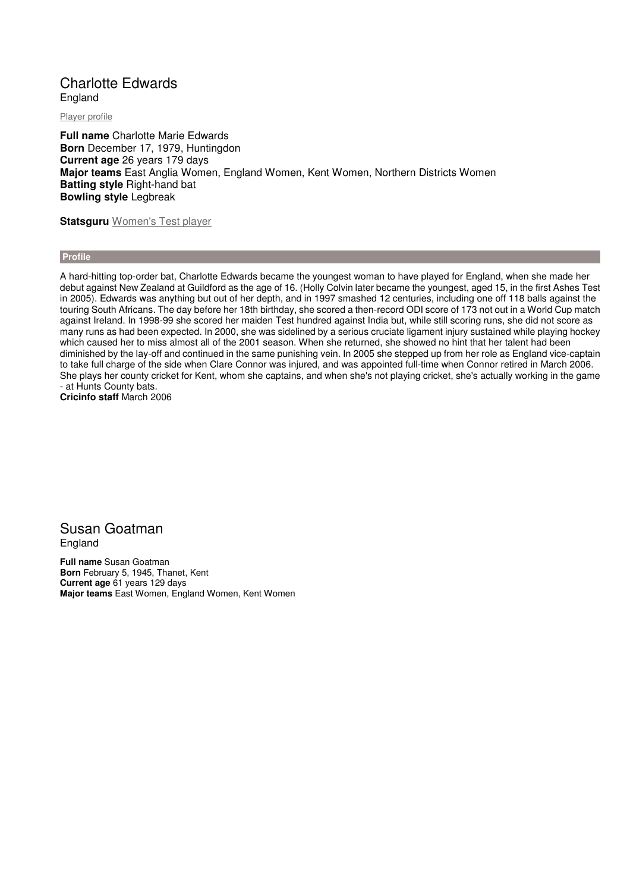# Charlotte Edwards

England

Player profile

**Full name** Charlotte Marie Edwards
**Born** December 17, 1979, Huntingdon
**Current age** 26 years 179 days
**Major teams** East Anglia Women, England Women, Kent Women, Northern Districts Women
**Batting style** Right-hand bat
**Bowling style** Legbreak

**Statsguru** Women's Test player

## Profile

A hard-hitting top-order bat, Charlotte Edwards became the youngest woman to have played for England, when she made her debut against New Zealand at Guildford as the age of 16. (Holly Colvin later became the youngest, aged 15, in the first Ashes Test in 2005). Edwards was anything but out of her depth, and in 1997 smashed 12 centuries, including one off 118 balls against the touring South Africans. The day before her 18th birthday, she scored a then-record ODI score of 173 not out in a World Cup match against Ireland. In 1998-99 she scored her maiden Test hundred against India but, while still scoring runs, she did not score as many runs as had been expected. In 2000, she was sidelined by a serious cruciate ligament injury sustained while playing hockey which caused her to miss almost all of the 2001 season. When she returned, she showed no hint that her talent had been diminished by the lay-off and continued in the same punishing vein. In 2005 she stepped up from her role as England vice-captain to take full charge of the side when Clare Connor was injured, and was appointed full-time when Connor retired in March 2006. She plays her county cricket for Kent, whom she captains, and when she's not playing cricket, she's actually working in the game - at Hunts County bats.
**Cricinfo staff** March 2006

# Susan Goatman

England

**Full name** Susan Goatman
**Born** February 5, 1945, Thanet, Kent
**Current age** 61 years 129 days
**Major teams** East Women, England Women, Kent Women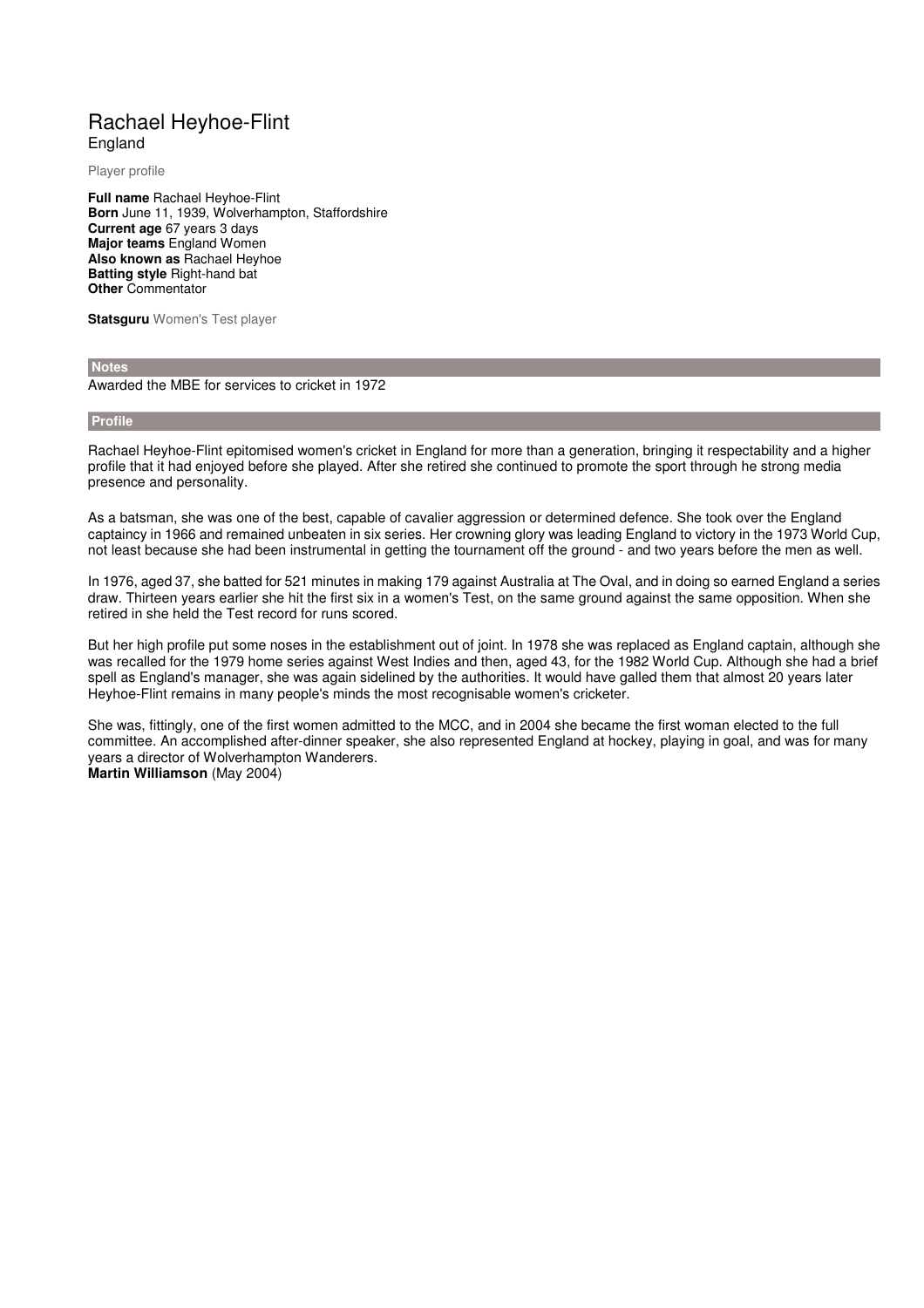# Rachael Heyhoe-Flint

England

Player profile

**Full name** Rachael Heyhoe-Flint
**Born** June 11, 1939, Wolverhampton, Staffordshire
**Current age** 67 years 3 days
**Major teams** England Women
**Also known as** Rachael Heyhoe
**Batting style** Right-hand bat
**Other** Commentator

**Statsguru** Women's Test player

## Notes

Awarded the MBE for services to cricket in 1972

## Profile

Rachael Heyhoe-Flint epitomised women's cricket in England for more than a generation, bringing it respectability and a higher profile that it had enjoyed before she played. After she retired she continued to promote the sport through he strong media presence and personality.

As a batsman, she was one of the best, capable of cavalier aggression or determined defence. She took over the England captaincy in 1966 and remained unbeaten in six series. Her crowning glory was leading England to victory in the 1973 World Cup, not least because she had been instrumental in getting the tournament off the ground - and two years before the men as well.

In 1976, aged 37, she batted for 521 minutes in making 179 against Australia at The Oval, and in doing so earned England a series draw. Thirteen years earlier she hit the first six in a women's Test, on the same ground against the same opposition. When she retired in she held the Test record for runs scored.

But her high profile put some noses in the establishment out of joint. In 1978 she was replaced as England captain, although she was recalled for the 1979 home series against West Indies and then, aged 43, for the 1982 World Cup. Although she had a brief spell as England's manager, she was again sidelined by the authorities. It would have galled them that almost 20 years later Heyhoe-Flint remains in many people's minds the most recognisable women's cricketer.

She was, fittingly, one of the first women admitted to the MCC, and in 2004 she became the first woman elected to the full committee. An accomplished after-dinner speaker, she also represented England at hockey, playing in goal, and was for many years a director of Wolverhampton Wanderers.
**Martin Williamson** (May 2004)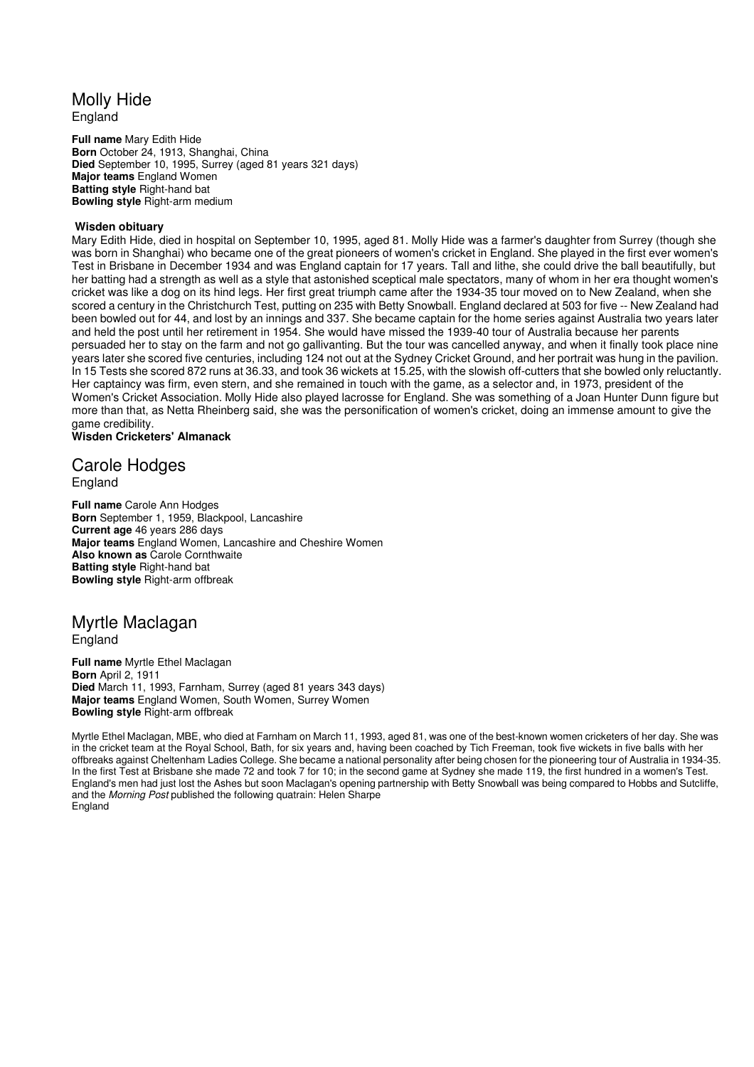# Molly Hide

England

**Full name** Mary Edith Hide
**Born** October 24, 1913, Shanghai, China
**Died** September 10, 1995, Surrey (aged 81 years 321 days)
**Major teams** England Women
**Batting style** Right-hand bat
**Bowling style** Right-arm medium

**Wisden obituary**

Mary Edith Hide, died in hospital on September 10, 1995, aged 81. Molly Hide was a farmer's daughter from Surrey (though she was born in Shanghai) who became one of the great pioneers of women's cricket in England. She played in the first ever women's Test in Brisbane in December 1934 and was England captain for 17 years. Tall and lithe, she could drive the ball beautifully, but her batting had a strength as well as a style that astonished sceptical male spectators, many of whom in her era thought women's cricket was like a dog on its hind legs. Her first great triumph came after the 1934-35 tour moved on to New Zealand, when she scored a century in the Christchurch Test, putting on 235 with Betty Snowball. England declared at 503 for five -- New Zealand had been bowled out for 44, and lost by an innings and 337. She became captain for the home series against Australia two years later and held the post until her retirement in 1954. She would have missed the 1939-40 tour of Australia because her parents persuaded her to stay on the farm and not go gallivanting. But the tour was cancelled anyway, and when it finally took place nine years later she scored five centuries, including 124 not out at the Sydney Cricket Ground, and her portrait was hung in the pavilion. In 15 Tests she scored 872 runs at 36.33, and took 36 wickets at 15.25, with the slowish off-cutters that she bowled only reluctantly. Her captaincy was firm, even stern, and she remained in touch with the game, as a selector and, in 1973, president of the Women's Cricket Association. Molly Hide also played lacrosse for England. She was something of a Joan Hunter Dunn figure but more than that, as Netta Rheinberg said, she was the personification of women's cricket, doing an immense amount to give the game credibility.

**Wisden Cricketers' Almanack**

# Carole Hodges

England

**Full name** Carole Ann Hodges
**Born** September 1, 1959, Blackpool, Lancashire
**Current age** 46 years 286 days
**Major teams** England Women, Lancashire and Cheshire Women
**Also known as** Carole Cornthwaite
**Batting style** Right-hand bat
**Bowling style** Right-arm offbreak

# Myrtle Maclagan

England

**Full name** Myrtle Ethel Maclagan
**Born** April 2, 1911
**Died** March 11, 1993, Farnham, Surrey (aged 81 years 343 days)
**Major teams** England Women, South Women, Surrey Women
**Bowling style** Right-arm offbreak

Myrtle Ethel Maclagan, MBE, who died at Farnham on March 11, 1993, aged 81, was one of the best-known women cricketers of her day. She was in the cricket team at the Royal School, Bath, for six years and, having been coached by Tich Freeman, took five wickets in five balls with her offbreaks against Cheltenham Ladies College. She became a national personality after being chosen for the pioneering tour of Australia in 1934-35. In the first Test at Brisbane she made 72 and took 7 for 10; in the second game at Sydney she made 119, the first hundred in a women's Test. England's men had just lost the Ashes but soon Maclagan's opening partnership with Betty Snowball was being compared to Hobbs and Sutcliffe, and the *Morning Post* published the following quatrain: Helen Sharpe
England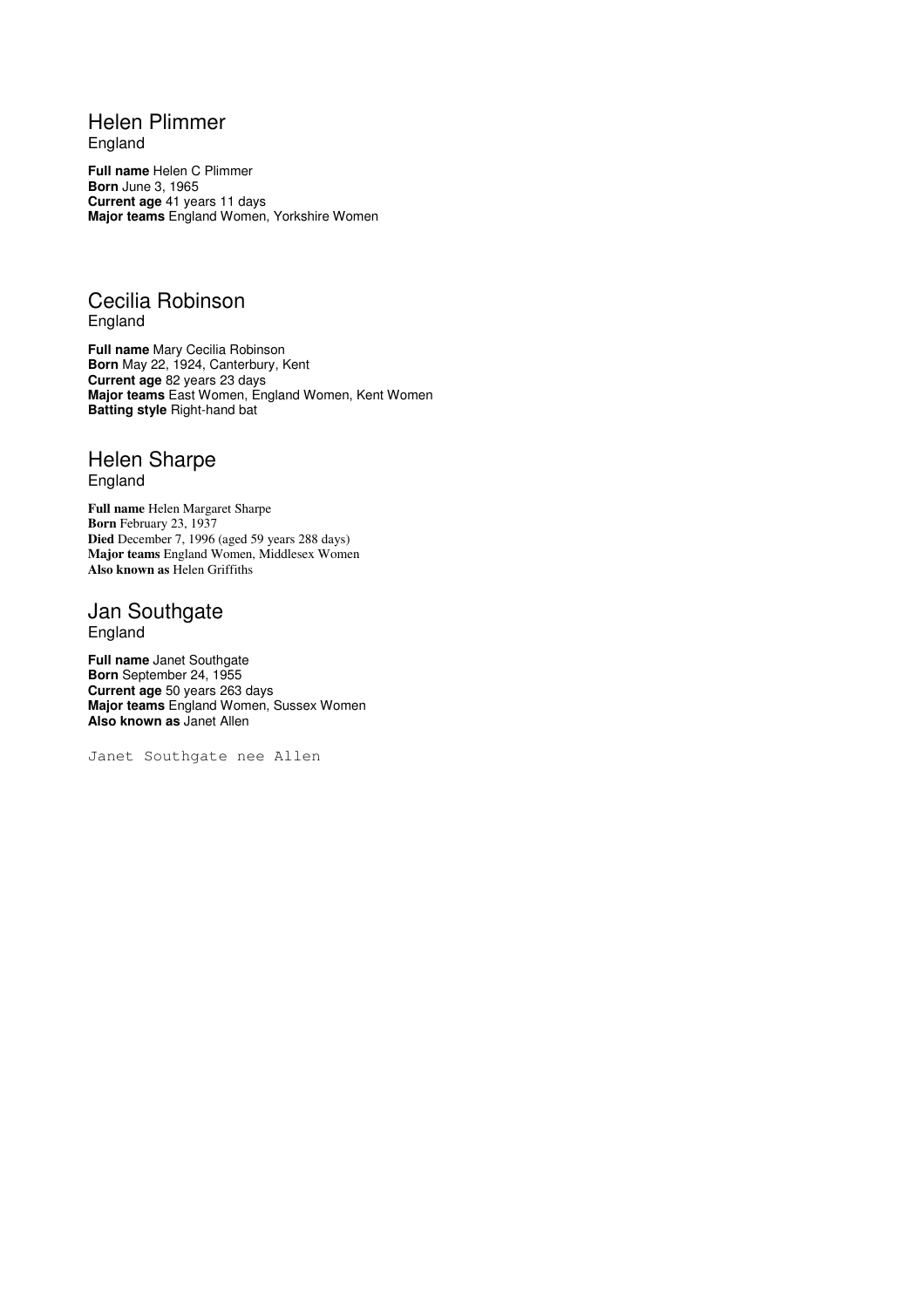## Helen Plimmer

England

**Full name** Helen C Plimmer
**Born** June 3, 1965
**Current age** 41 years 11 days
**Major teams** England Women, Yorkshire Women

## Cecilia Robinson

England

**Full name** Mary Cecilia Robinson
**Born** May 22, 1924, Canterbury, Kent
**Current age** 82 years 23 days
**Major teams** East Women, England Women, Kent Women
**Batting style** Right-hand bat

## Helen Sharpe

England

**Full name** Helen Margaret Sharpe
**Born** February 23, 1937
**Died** December 7, 1996 (aged 59 years 288 days)
**Major teams** England Women, Middlesex Women
**Also known as** Helen Griffiths

## Jan Southgate

England

**Full name** Janet Southgate
**Born** September 24, 1955
**Current age** 50 years 263 days
**Major teams** England Women, Sussex Women
**Also known as** Janet Allen

Janet Southgate nee Allen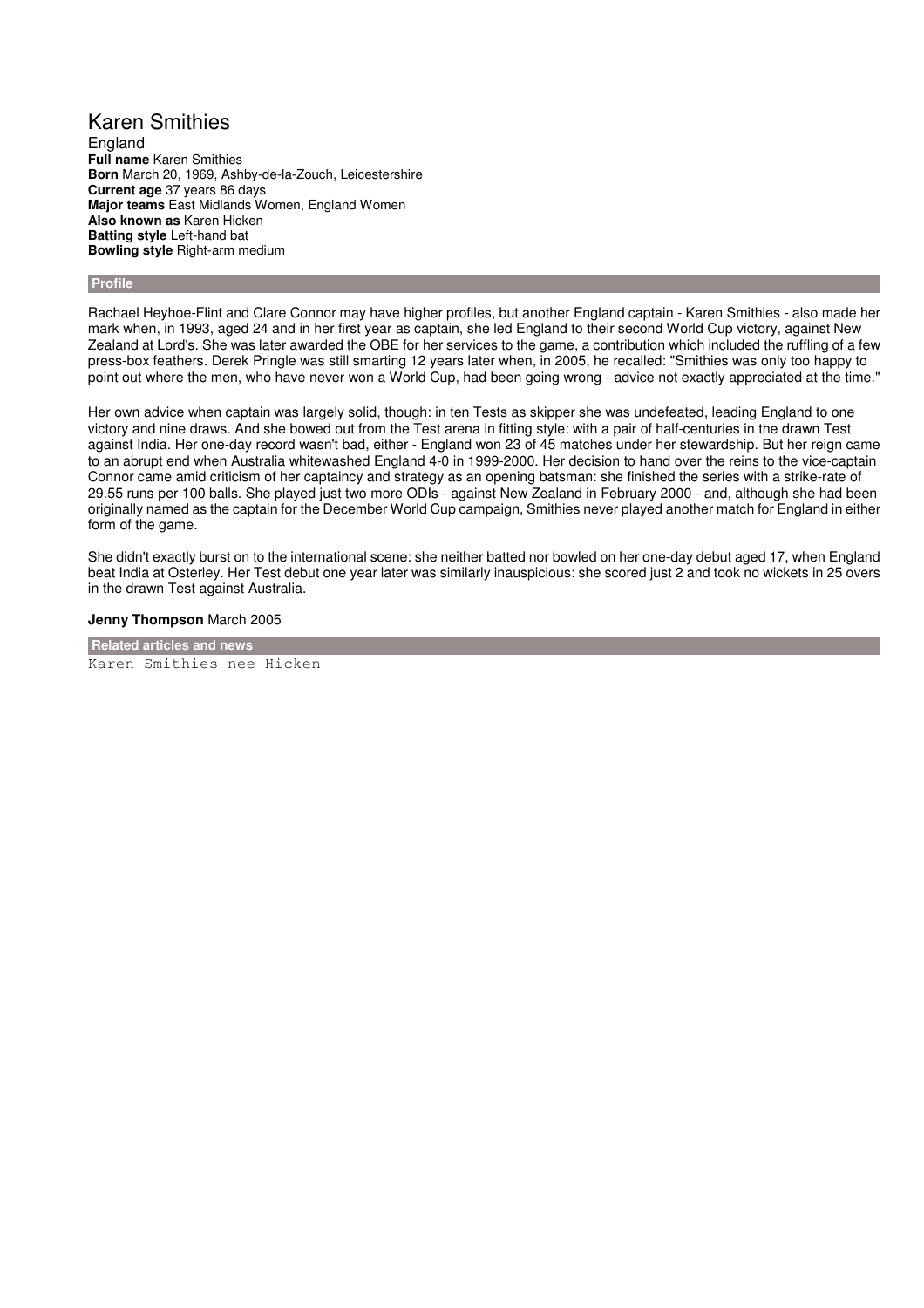# Karen Smithies

England

**Full name** Karen Smithies
**Born** March 20, 1969, Ashby-de-la-Zouch, Leicestershire
**Current age** 37 years 86 days
**Major teams** East Midlands Women, England Women
**Also known as** Karen Hicken
**Batting style** Left-hand bat
**Bowling style** Right-arm medium

## Profile

Rachael Heyhoe-Flint and Clare Connor may have higher profiles, but another England captain - Karen Smithies - also made her mark when, in 1993, aged 24 and in her first year as captain, she led England to their second World Cup victory, against New Zealand at Lord's. She was later awarded the OBE for her services to the game, a contribution which included the ruffling of a few press-box feathers. Derek Pringle was still smarting 12 years later when, in 2005, he recalled: "Smithies was only too happy to point out where the men, who have never won a World Cup, had been going wrong - advice not exactly appreciated at the time."

Her own advice when captain was largely solid, though: in ten Tests as skipper she was undefeated, leading England to one victory and nine draws. And she bowed out from the Test arena in fitting style: with a pair of half-centuries in the drawn Test against India. Her one-day record wasn't bad, either - England won 23 of 45 matches under her stewardship. But her reign came to an abrupt end when Australia whitewashed England 4-0 in 1999-2000. Her decision to hand over the reins to the vice-captain Connor came amid criticism of her captaincy and strategy as an opening batsman: she finished the series with a strike-rate of 29.55 runs per 100 balls. She played just two more ODIs - against New Zealand in February 2000 - and, although she had been originally named as the captain for the December World Cup campaign, Smithies never played another match for England in either form of the game.

She didn't exactly burst on to the international scene: she neither batted nor bowled on her one-day debut aged 17, when England beat India at Osterley. Her Test debut one year later was similarly inauspicious: she scored just 2 and took no wickets in 25 overs in the drawn Test against Australia.

**Jenny Thompson** March 2005

## Related articles and news

Karen Smithies nee Hicken